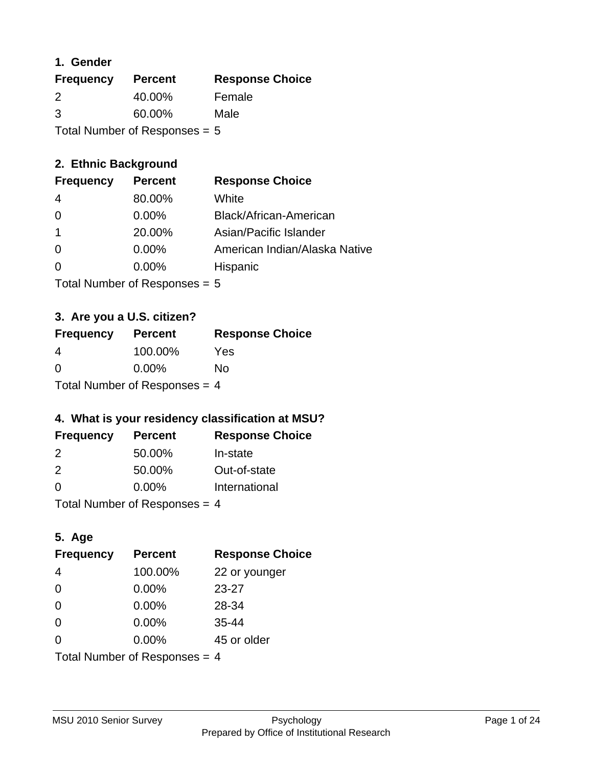## 1. Gender

| Frequency | Percent | Response Choice |
|---|---|---|
| 2 | 40.00% | Female |
| 3 | 60.00% | Male |

Total Number of Responses = 5

## 2. Ethnic Background

| Frequency | Percent | Response Choice |
|---|---|---|
| 4 | 80.00% | White |
| 0 | 0.00% | Black/African-American |
| 1 | 20.00% | Asian/Pacific Islander |
| 0 | 0.00% | American Indian/Alaska Native |
| 0 | 0.00% | Hispanic |

Total Number of Responses = 5

## 3. Are you a U.S. citizen?

| Frequency | Percent | Response Choice |
|---|---|---|
| 4 | 100.00% | Yes |
| 0 | 0.00% | No |

Total Number of Responses = 4

## 4. What is your residency classification at MSU?

| Frequency | Percent | Response Choice |
|---|---|---|
| 2 | 50.00% | In-state |
| 2 | 50.00% | Out-of-state |
| 0 | 0.00% | International |

Total Number of Responses = 4

## 5. Age

| Frequency | Percent | Response Choice |
|---|---|---|
| 4 | 100.00% | 22 or younger |
| 0 | 0.00% | 23-27 |
| 0 | 0.00% | 28-34 |
| 0 | 0.00% | 35-44 |
| 0 | 0.00% | 45 or older |

Total Number of Responses = 4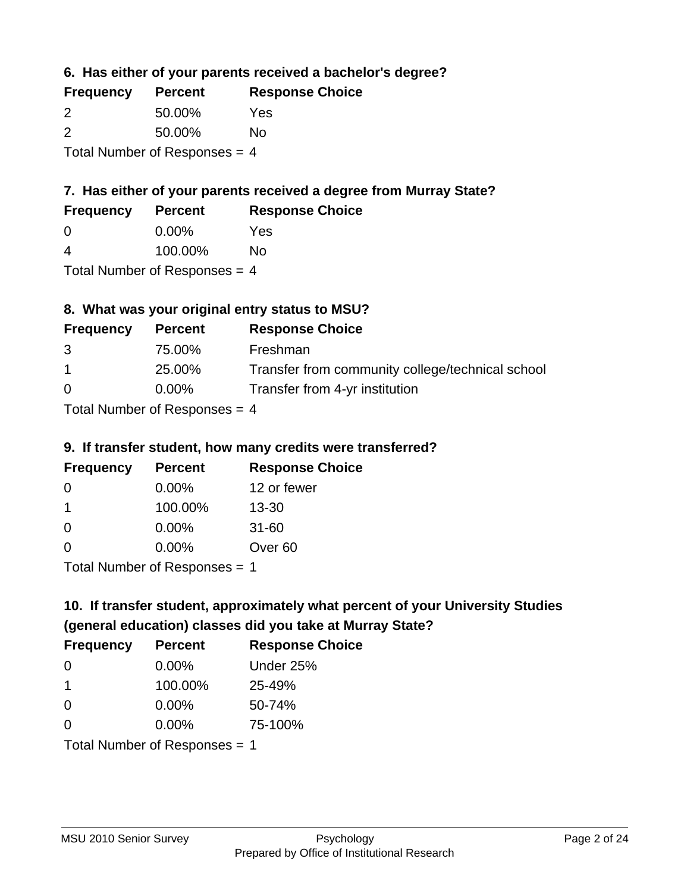### 6. Has either of your parents received a bachelor's degree?

| Frequency | Percent | Response Choice |
| --- | --- | --- |
| 2 | 50.00% | Yes |
| 2 | 50.00% | No |

Total Number of Responses = 4

### 7. Has either of your parents received a degree from Murray State?

| Frequency | Percent | Response Choice |
| --- | --- | --- |
| 0 | 0.00% | Yes |
| 4 | 100.00% | No |

Total Number of Responses = 4

### 8. What was your original entry status to MSU?

| Frequency | Percent | Response Choice |
| --- | --- | --- |
| 3 | 75.00% | Freshman |
| 1 | 25.00% | Transfer from community college/technical school |
| 0 | 0.00% | Transfer from 4-yr institution |

Total Number of Responses = 4

### 9. If transfer student, how many credits were transferred?

| Frequency | Percent | Response Choice |
| --- | --- | --- |
| 0 | 0.00% | 12 or fewer |
| 1 | 100.00% | 13-30 |
| 0 | 0.00% | 31-60 |
| 0 | 0.00% | Over 60 |

Total Number of Responses = 1

### 10. If transfer student, approximately what percent of your University Studies (general education) classes did you take at Murray State?

| Frequency | Percent | Response Choice |
| --- | --- | --- |
| 0 | 0.00% | Under 25% |
| 1 | 100.00% | 25-49% |
| 0 | 0.00% | 50-74% |
| 0 | 0.00% | 75-100% |

Total Number of Responses = 1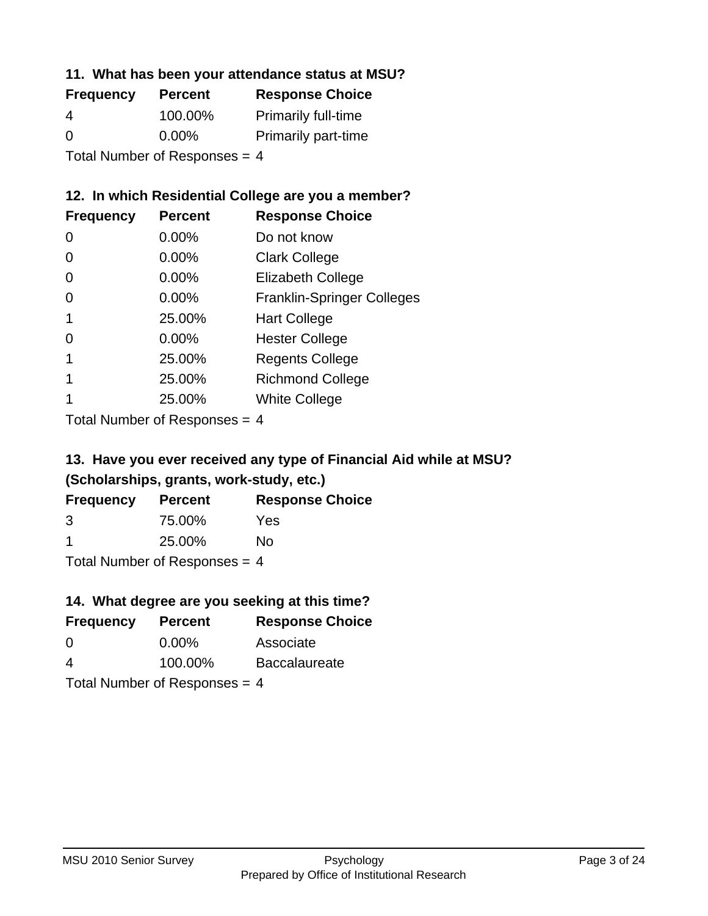### 11. What has been your attendance status at MSU?

| Frequency | Percent | Response Choice |
| --- | --- | --- |
| 4 | 100.00% | Primarily full-time |
| 0 | 0.00% | Primarily part-time |

Total Number of Responses = 4

### 12. In which Residential College are you a member?

| Frequency | Percent | Response Choice |
| --- | --- | --- |
| 0 | 0.00% | Do not know |
| 0 | 0.00% | Clark College |
| 0 | 0.00% | Elizabeth College |
| 0 | 0.00% | Franklin-Springer Colleges |
| 1 | 25.00% | Hart College |
| 0 | 0.00% | Hester College |
| 1 | 25.00% | Regents College |
| 1 | 25.00% | Richmond College |
| 1 | 25.00% | White College |

Total Number of Responses = 4

### 13. Have you ever received any type of Financial Aid while at MSU? (Scholarships, grants, work-study, etc.)

| Frequency | Percent | Response Choice |
| --- | --- | --- |
| 3 | 75.00% | Yes |
| 1 | 25.00% | No |

Total Number of Responses = 4

### 14. What degree are you seeking at this time?

| Frequency | Percent | Response Choice |
| --- | --- | --- |
| 0 | 0.00% | Associate |
| 4 | 100.00% | Baccalaureate |

Total Number of Responses = 4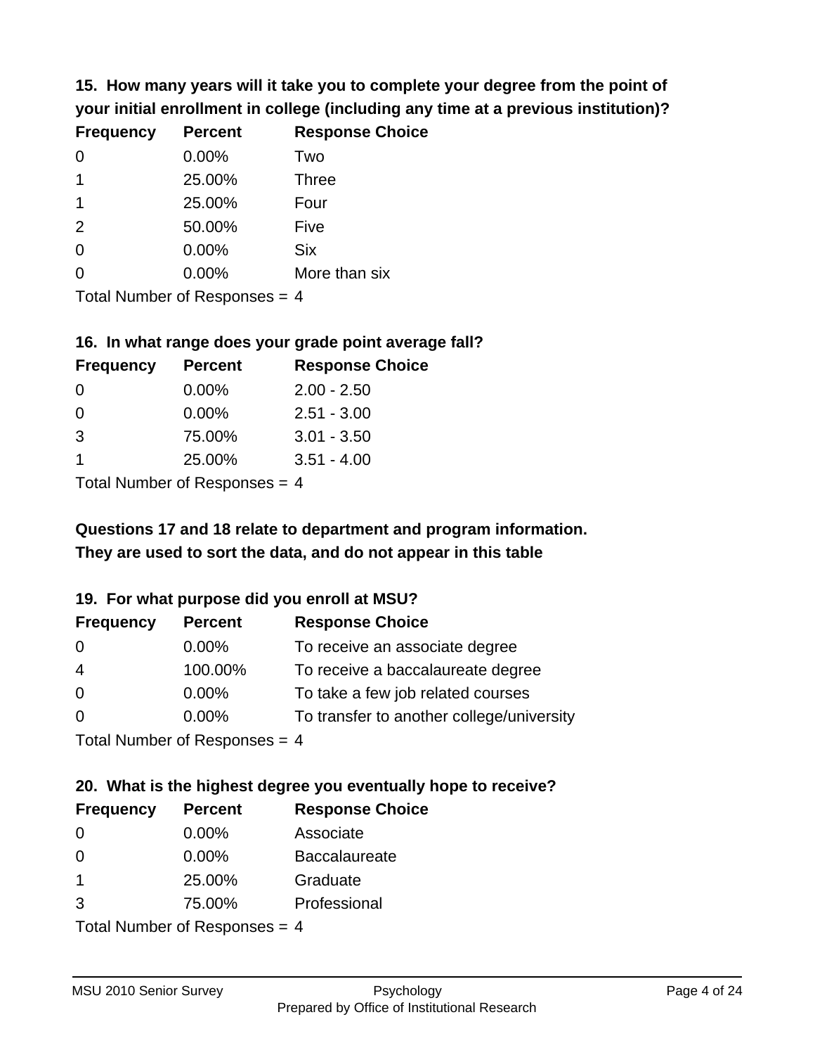**15. How many years will it take you to complete your degree from the point of your initial enrollment in college (including any time at a previous institution)?**

| Frequency | Percent | Response Choice |
|---|---|---|
| 0 | 0.00% | Two |
| 1 | 25.00% | Three |
| 1 | 25.00% | Four |
| 2 | 50.00% | Five |
| 0 | 0.00% | Six |
| 0 | 0.00% | More than six |

Total Number of Responses = 4

**16. In what range does your grade point average fall?**

| Frequency | Percent | Response Choice |
|---|---|---|
| 0 | 0.00% | 2.00 - 2.50 |
| 0 | 0.00% | 2.51 - 3.00 |
| 3 | 75.00% | 3.01 - 3.50 |
| 1 | 25.00% | 3.51 - 4.00 |

Total Number of Responses = 4

**Questions 17 and 18 relate to department and program information. They are used to sort the data, and do not appear in this table**

**19. For what purpose did you enroll at MSU?**

| Frequency | Percent | Response Choice |
|---|---|---|
| 0 | 0.00% | To receive an associate degree |
| 4 | 100.00% | To receive a baccalaureate degree |
| 0 | 0.00% | To take a few job related courses |
| 0 | 0.00% | To transfer to another college/university |

Total Number of Responses = 4

**20. What is the highest degree you eventually hope to receive?**

| Frequency | Percent | Response Choice |
|---|---|---|
| 0 | 0.00% | Associate |
| 0 | 0.00% | Baccalaureate |
| 1 | 25.00% | Graduate |
| 3 | 75.00% | Professional |

Total Number of Responses = 4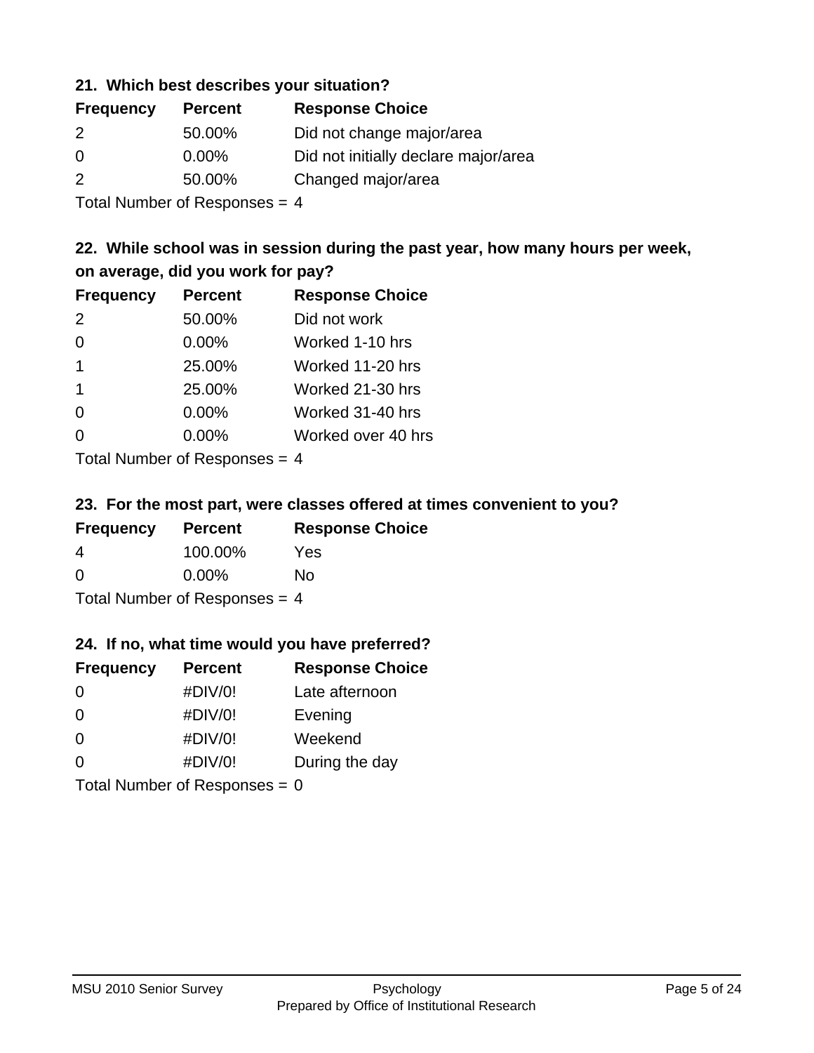### 21. Which best describes your situation?

| Frequency | Percent | Response Choice |
|---|---|---|
| 2 | 50.00% | Did not change major/area |
| 0 | 0.00% | Did not initially declare major/area |
| 2 | 50.00% | Changed major/area |

Total Number of Responses = 4

### 22. While school was in session during the past year, how many hours per week, on average, did you work for pay?

| Frequency | Percent | Response Choice |
|---|---|---|
| 2 | 50.00% | Did not work |
| 0 | 0.00% | Worked 1-10 hrs |
| 1 | 25.00% | Worked 11-20 hrs |
| 1 | 25.00% | Worked 21-30 hrs |
| 0 | 0.00% | Worked 31-40 hrs |
| 0 | 0.00% | Worked over 40 hrs |

Total Number of Responses = 4

### 23. For the most part, were classes offered at times convenient to you?

| Frequency | Percent | Response Choice |
|---|---|---|
| 4 | 100.00% | Yes |
| 0 | 0.00% | No |

Total Number of Responses = 4

### 24. If no, what time would you have preferred?

| Frequency | Percent | Response Choice |
|---|---|---|
| 0 | #DIV/0! | Late afternoon |
| 0 | #DIV/0! | Evening |
| 0 | #DIV/0! | Weekend |
| 0 | #DIV/0! | During the day |

Total Number of Responses = 0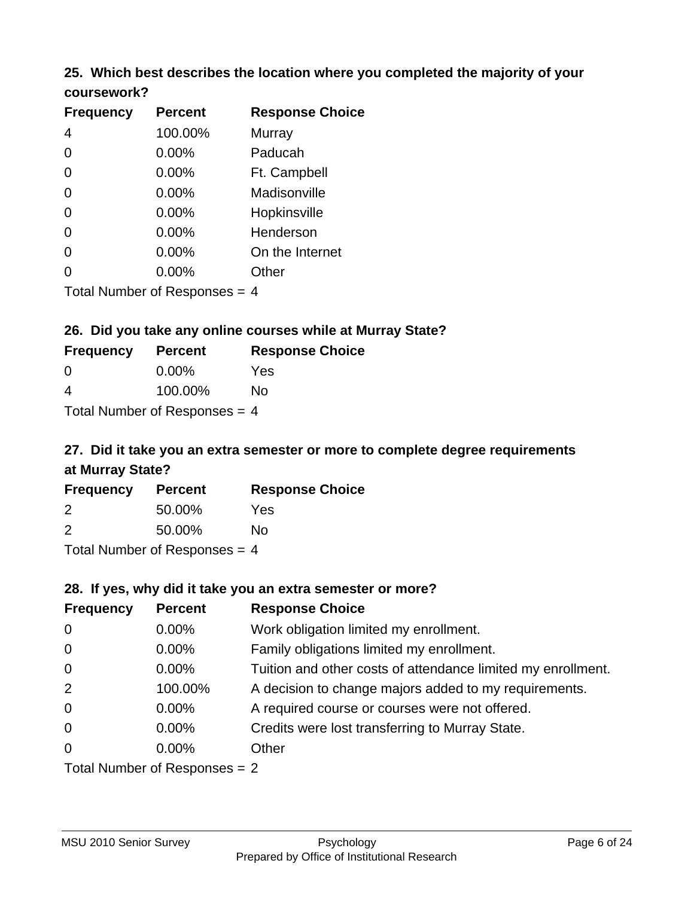**25. Which best describes the location where you completed the majority of your coursework?**

| Frequency | Percent | Response Choice |
|---|---|---|
| 4 | 100.00% | Murray |
| 0 | 0.00% | Paducah |
| 0 | 0.00% | Ft. Campbell |
| 0 | 0.00% | Madisonville |
| 0 | 0.00% | Hopkinsville |
| 0 | 0.00% | Henderson |
| 0 | 0.00% | On the Internet |
| 0 | 0.00% | Other |

Total Number of Responses = 4

**26. Did you take any online courses while at Murray State?**

| Frequency | Percent | Response Choice |
|---|---|---|
| 0 | 0.00% | Yes |
| 4 | 100.00% | No |

Total Number of Responses = 4

**27. Did it take you an extra semester or more to complete degree requirements at Murray State?**

| Frequency | Percent | Response Choice |
|---|---|---|
| 2 | 50.00% | Yes |
| 2 | 50.00% | No |

Total Number of Responses = 4

**28. If yes, why did it take you an extra semester or more?**

| Frequency | Percent | Response Choice |
|---|---|---|
| 0 | 0.00% | Work obligation limited my enrollment. |
| 0 | 0.00% | Family obligations limited my enrollment. |
| 0 | 0.00% | Tuition and other costs of attendance limited my enrollment. |
| 2 | 100.00% | A decision to change majors added to my requirements. |
| 0 | 0.00% | A required course or courses were not offered. |
| 0 | 0.00% | Credits were lost transferring to Murray State. |
| 0 | 0.00% | Other |

Total Number of Responses = 2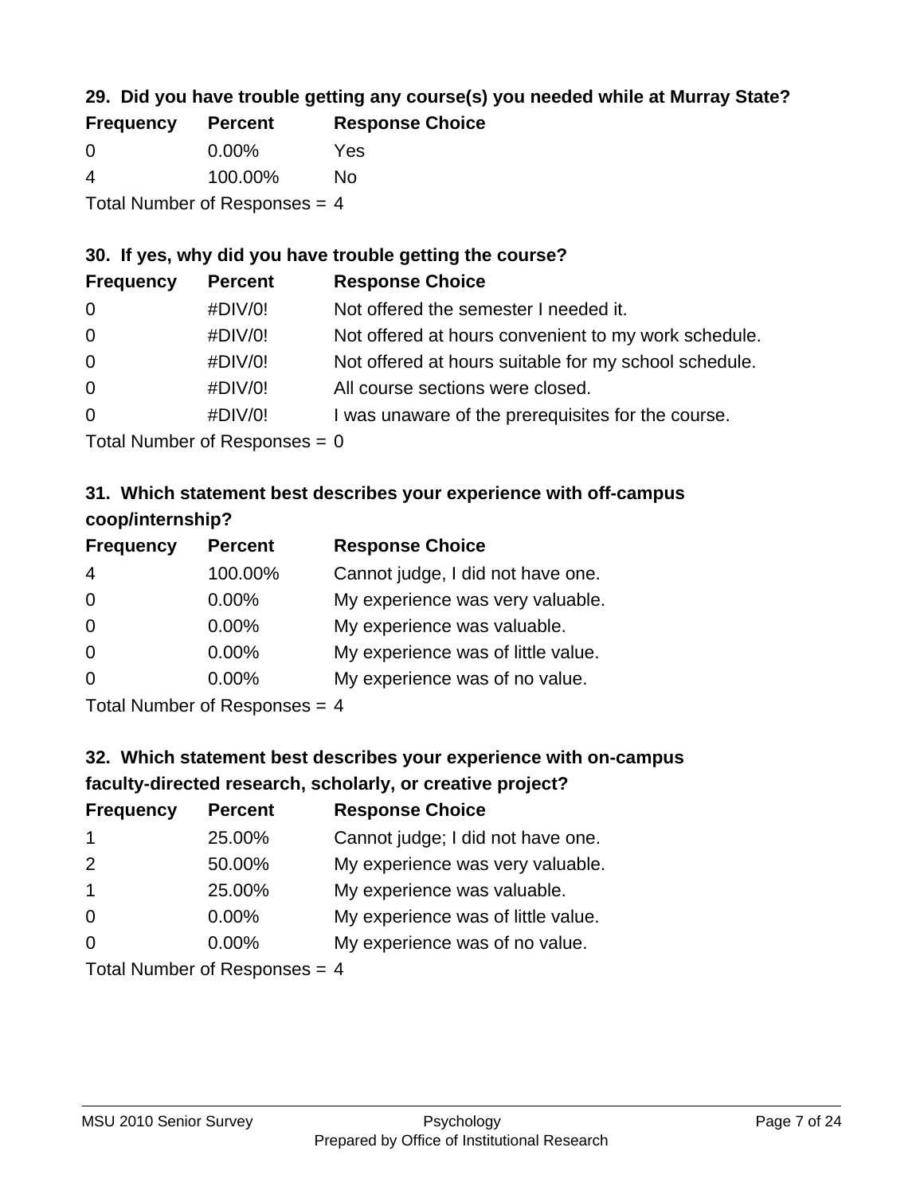### 29. Did you have trouble getting any course(s) you needed while at Murray State?

| Frequency | Percent | Response Choice |
|---|---|---|
| 0 | 0.00% | Yes |
| 4 | 100.00% | No |

Total Number of Responses = 4

### 30. If yes, why did you have trouble getting the course?

| Frequency | Percent | Response Choice |
|---|---|---|
| 0 | #DIV/0! | Not offered the semester I needed it. |
| 0 | #DIV/0! | Not offered at hours convenient to my work schedule. |
| 0 | #DIV/0! | Not offered at hours suitable for my school schedule. |
| 0 | #DIV/0! | All course sections were closed. |
| 0 | #DIV/0! | I was unaware of the prerequisites for the course. |

Total Number of Responses = 0

### 31. Which statement best describes your experience with off-campus coop/internship?

| Frequency | Percent | Response Choice |
|---|---|---|
| 4 | 100.00% | Cannot judge, I did not have one. |
| 0 | 0.00% | My experience was very valuable. |
| 0 | 0.00% | My experience was valuable. |
| 0 | 0.00% | My experience was of little value. |
| 0 | 0.00% | My experience was of no value. |

Total Number of Responses = 4

### 32. Which statement best describes your experience with on-campus faculty-directed research, scholarly, or creative project?

| Frequency | Percent | Response Choice |
|---|---|---|
| 1 | 25.00% | Cannot judge; I did not have one. |
| 2 | 50.00% | My experience was very valuable. |
| 1 | 25.00% | My experience was valuable. |
| 0 | 0.00% | My experience was of little value. |
| 0 | 0.00% | My experience was of no value. |

Total Number of Responses = 4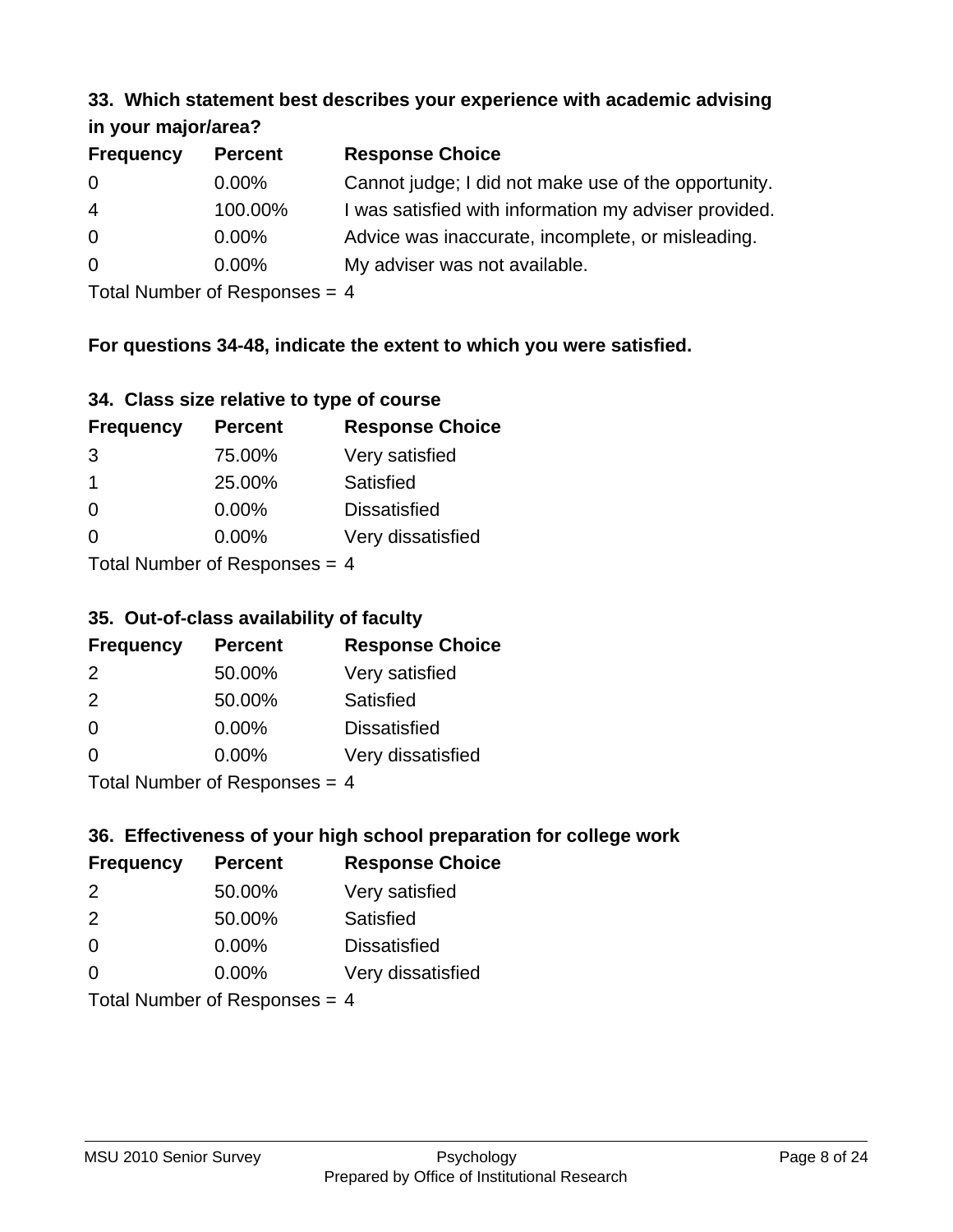### 33. Which statement best describes your experience with academic advising in your major/area?

| Frequency | Percent | Response Choice |
|---|---|---|
| 0 | 0.00% | Cannot judge; I did not make use of the opportunity. |
| 4 | 100.00% | I was satisfied with information my adviser provided. |
| 0 | 0.00% | Advice was inaccurate, incomplete, or misleading. |
| 0 | 0.00% | My adviser was not available. |

Total Number of Responses = 4

**For questions 34-48, indicate the extent to which you were satisfied.**

### 34. Class size relative to type of course

| Frequency | Percent | Response Choice |
|---|---|---|
| 3 | 75.00% | Very satisfied |
| 1 | 25.00% | Satisfied |
| 0 | 0.00% | Dissatisfied |
| 0 | 0.00% | Very dissatisfied |

Total Number of Responses = 4

### 35. Out-of-class availability of faculty

| Frequency | Percent | Response Choice |
|---|---|---|
| 2 | 50.00% | Very satisfied |
| 2 | 50.00% | Satisfied |
| 0 | 0.00% | Dissatisfied |
| 0 | 0.00% | Very dissatisfied |

Total Number of Responses = 4

### 36. Effectiveness of your high school preparation for college work

| Frequency | Percent | Response Choice |
|---|---|---|
| 2 | 50.00% | Very satisfied |
| 2 | 50.00% | Satisfied |
| 0 | 0.00% | Dissatisfied |
| 0 | 0.00% | Very dissatisfied |

Total Number of Responses = 4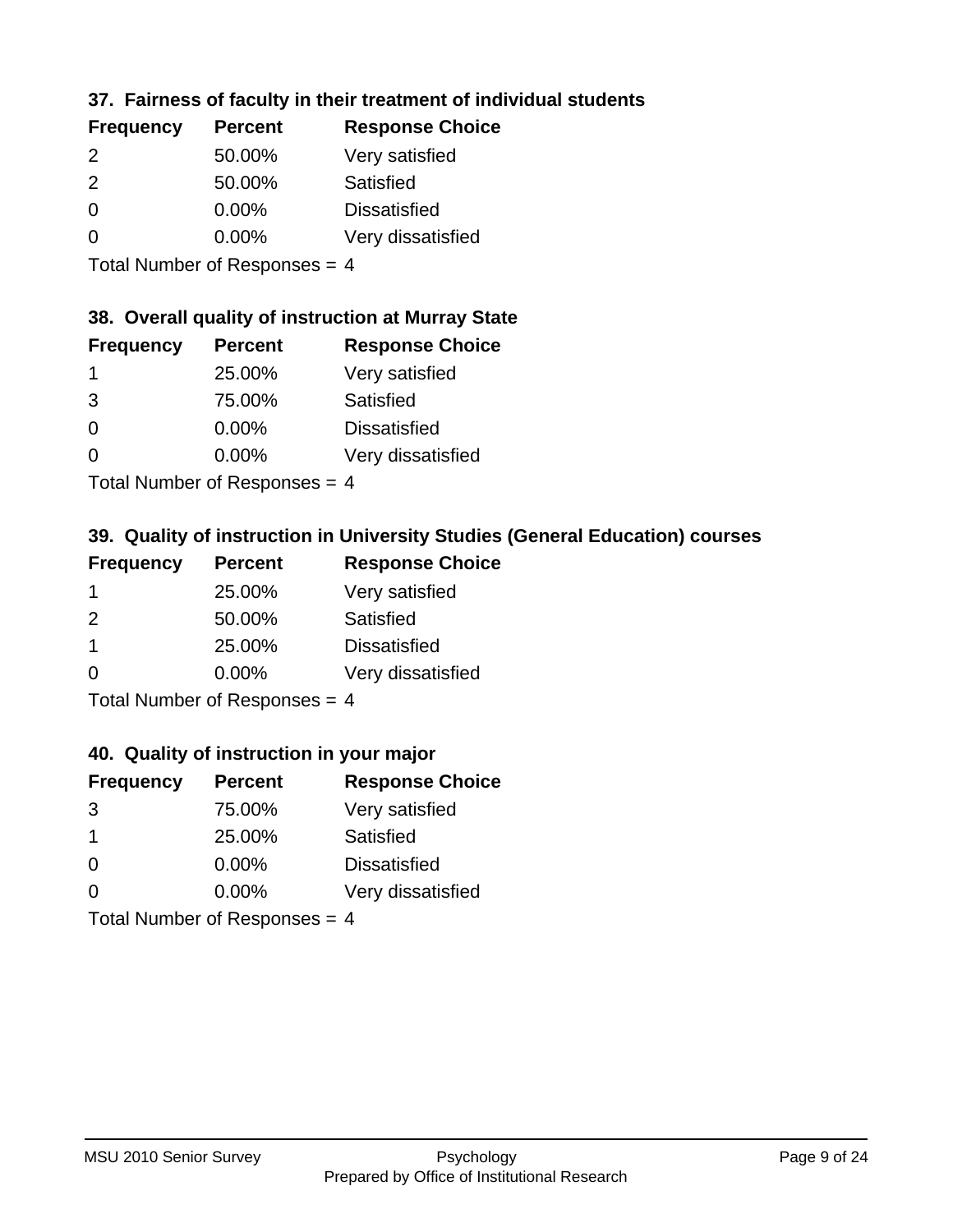### 37. Fairness of faculty in their treatment of individual students

| Frequency | Percent | Response Choice |
|---|---|---|
| 2 | 50.00% | Very satisfied |
| 2 | 50.00% | Satisfied |
| 0 | 0.00% | Dissatisfied |
| 0 | 0.00% | Very dissatisfied |

Total Number of Responses = 4

### 38. Overall quality of instruction at Murray State

| Frequency | Percent | Response Choice |
|---|---|---|
| 1 | 25.00% | Very satisfied |
| 3 | 75.00% | Satisfied |
| 0 | 0.00% | Dissatisfied |
| 0 | 0.00% | Very dissatisfied |

Total Number of Responses = 4

### 39. Quality of instruction in University Studies (General Education) courses

| Frequency | Percent | Response Choice |
|---|---|---|
| 1 | 25.00% | Very satisfied |
| 2 | 50.00% | Satisfied |
| 1 | 25.00% | Dissatisfied |
| 0 | 0.00% | Very dissatisfied |

Total Number of Responses = 4

### 40. Quality of instruction in your major

| Frequency | Percent | Response Choice |
|---|---|---|
| 3 | 75.00% | Very satisfied |
| 1 | 25.00% | Satisfied |
| 0 | 0.00% | Dissatisfied |
| 0 | 0.00% | Very dissatisfied |

Total Number of Responses = 4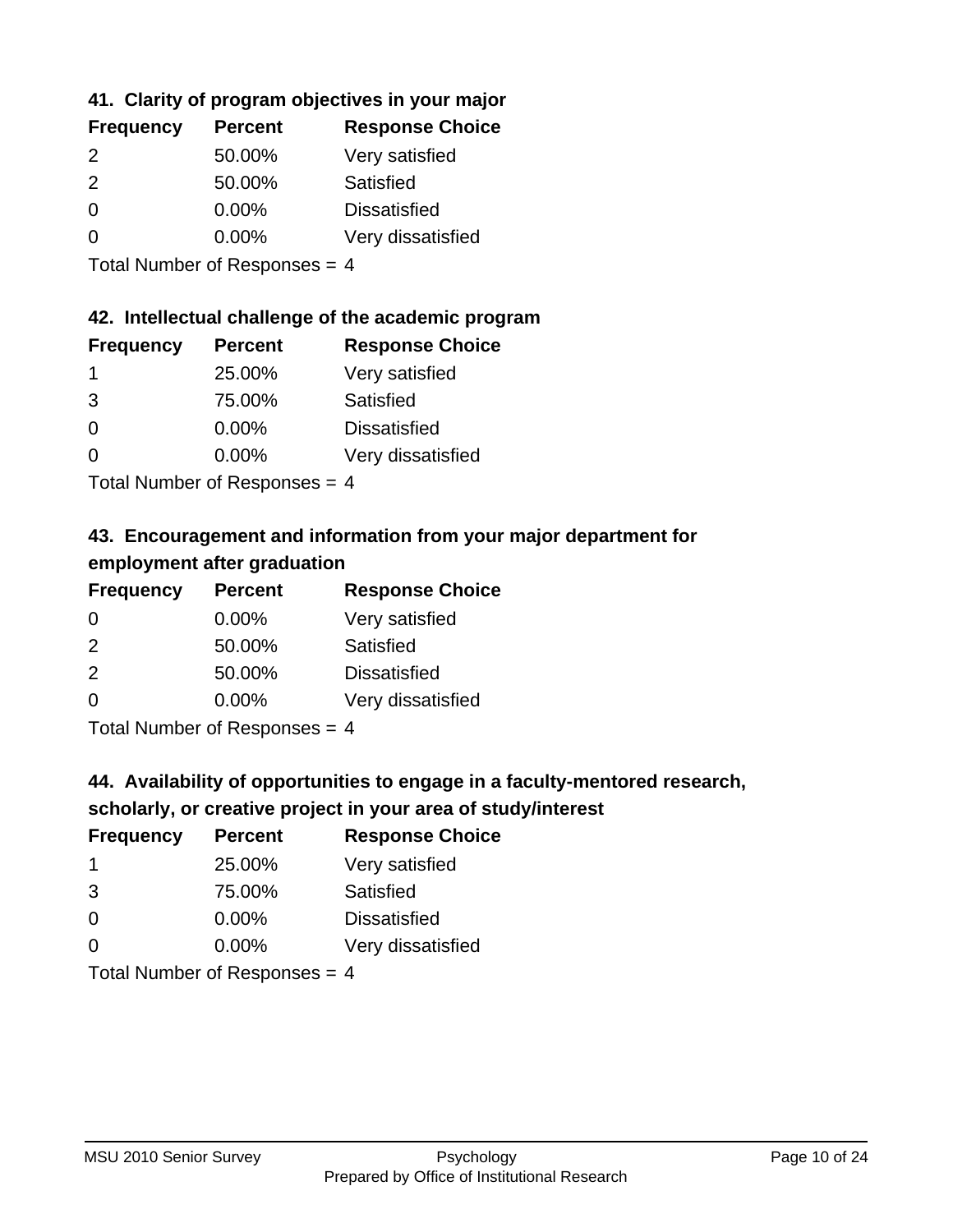### 41. Clarity of program objectives in your major

| Frequency | Percent | Response Choice |
|---|---|---|
| 2 | 50.00% | Very satisfied |
| 2 | 50.00% | Satisfied |
| 0 | 0.00% | Dissatisfied |
| 0 | 0.00% | Very dissatisfied |

Total Number of Responses = 4

### 42. Intellectual challenge of the academic program

| Frequency | Percent | Response Choice |
|---|---|---|
| 1 | 25.00% | Very satisfied |
| 3 | 75.00% | Satisfied |
| 0 | 0.00% | Dissatisfied |
| 0 | 0.00% | Very dissatisfied |

Total Number of Responses = 4

### 43. Encouragement and information from your major department for employment after graduation

| Frequency | Percent | Response Choice |
|---|---|---|
| 0 | 0.00% | Very satisfied |
| 2 | 50.00% | Satisfied |
| 2 | 50.00% | Dissatisfied |
| 0 | 0.00% | Very dissatisfied |

Total Number of Responses = 4

### 44. Availability of opportunities to engage in a faculty-mentored research, scholarly, or creative project in your area of study/interest

| Frequency | Percent | Response Choice |
|---|---|---|
| 1 | 25.00% | Very satisfied |
| 3 | 75.00% | Satisfied |
| 0 | 0.00% | Dissatisfied |
| 0 | 0.00% | Very dissatisfied |

Total Number of Responses = 4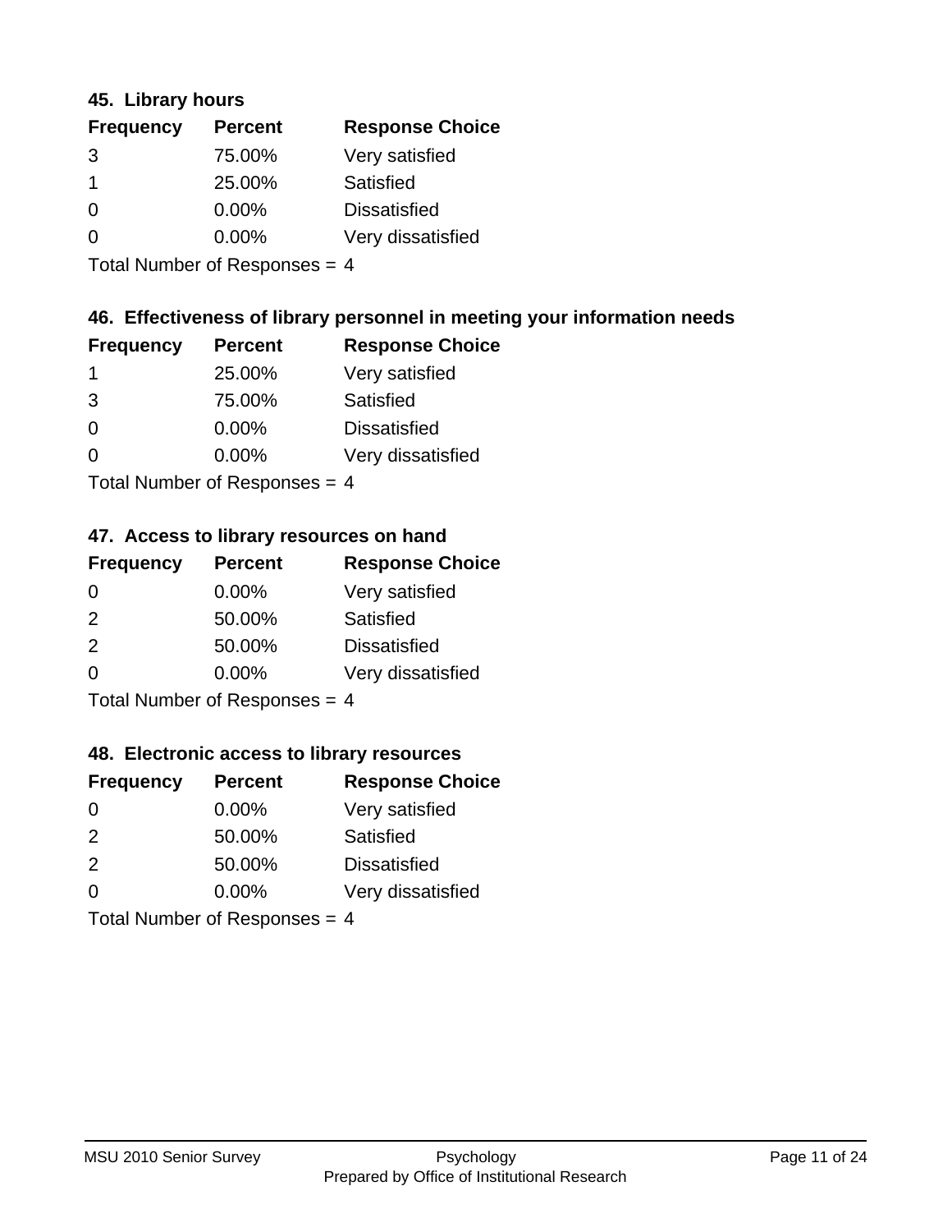### 45. Library hours

| Frequency | Percent | Response Choice |
|---|---|---|
| 3 | 75.00% | Very satisfied |
| 1 | 25.00% | Satisfied |
| 0 | 0.00% | Dissatisfied |
| 0 | 0.00% | Very dissatisfied |

Total Number of Responses = 4

### 46. Effectiveness of library personnel in meeting your information needs

| Frequency | Percent | Response Choice |
|---|---|---|
| 1 | 25.00% | Very satisfied |
| 3 | 75.00% | Satisfied |
| 0 | 0.00% | Dissatisfied |
| 0 | 0.00% | Very dissatisfied |

Total Number of Responses = 4

### 47. Access to library resources on hand

| Frequency | Percent | Response Choice |
|---|---|---|
| 0 | 0.00% | Very satisfied |
| 2 | 50.00% | Satisfied |
| 2 | 50.00% | Dissatisfied |
| 0 | 0.00% | Very dissatisfied |

Total Number of Responses = 4

### 48. Electronic access to library resources

| Frequency | Percent | Response Choice |
|---|---|---|
| 0 | 0.00% | Very satisfied |
| 2 | 50.00% | Satisfied |
| 2 | 50.00% | Dissatisfied |
| 0 | 0.00% | Very dissatisfied |

Total Number of Responses = 4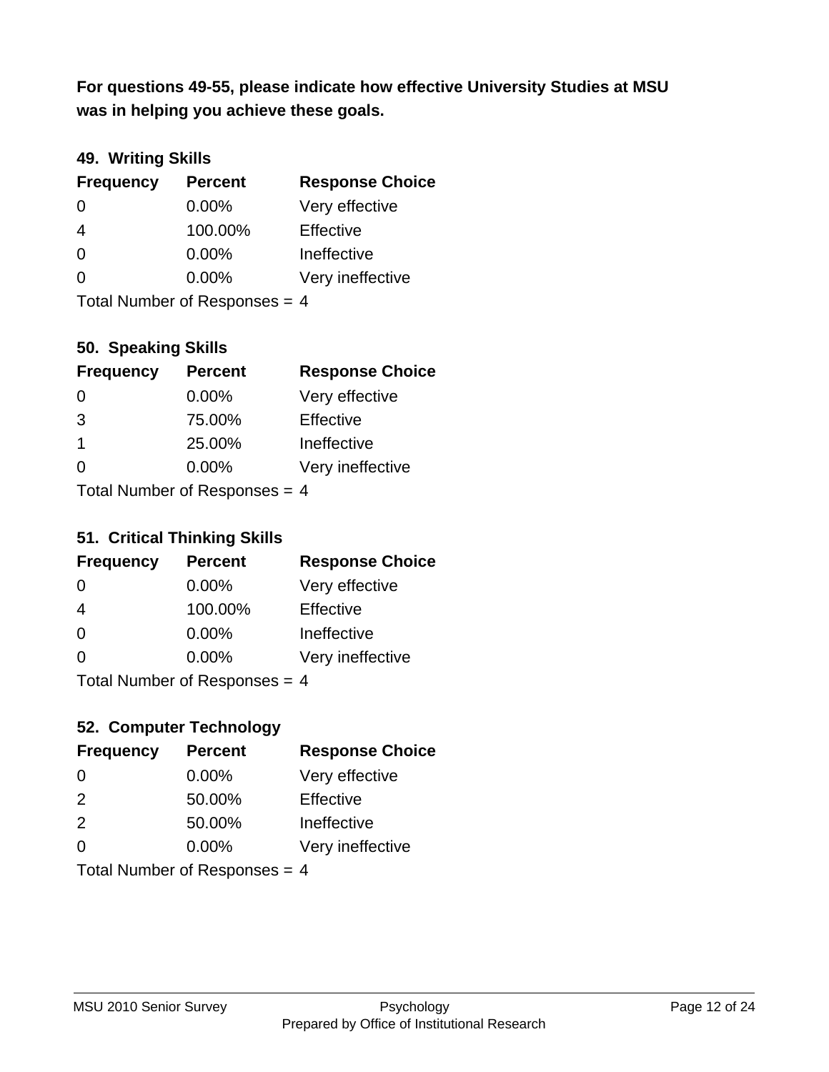**For questions 49-55, please indicate how effective University Studies at MSU was in helping you achieve these goals.**

### 49. Writing Skills

| Frequency | Percent | Response Choice |
|---|---|---|
| 0 | 0.00% | Very effective |
| 4 | 100.00% | Effective |
| 0 | 0.00% | Ineffective |
| 0 | 0.00% | Very ineffective |

Total Number of Responses = 4

### 50. Speaking Skills

| Frequency | Percent | Response Choice |
|---|---|---|
| 0 | 0.00% | Very effective |
| 3 | 75.00% | Effective |
| 1 | 25.00% | Ineffective |
| 0 | 0.00% | Very ineffective |

Total Number of Responses = 4

### 51. Critical Thinking Skills

| Frequency | Percent | Response Choice |
|---|---|---|
| 0 | 0.00% | Very effective |
| 4 | 100.00% | Effective |
| 0 | 0.00% | Ineffective |
| 0 | 0.00% | Very ineffective |

Total Number of Responses = 4

### 52. Computer Technology

| Frequency | Percent | Response Choice |
|---|---|---|
| 0 | 0.00% | Very effective |
| 2 | 50.00% | Effective |
| 2 | 50.00% | Ineffective |
| 0 | 0.00% | Very ineffective |

Total Number of Responses = 4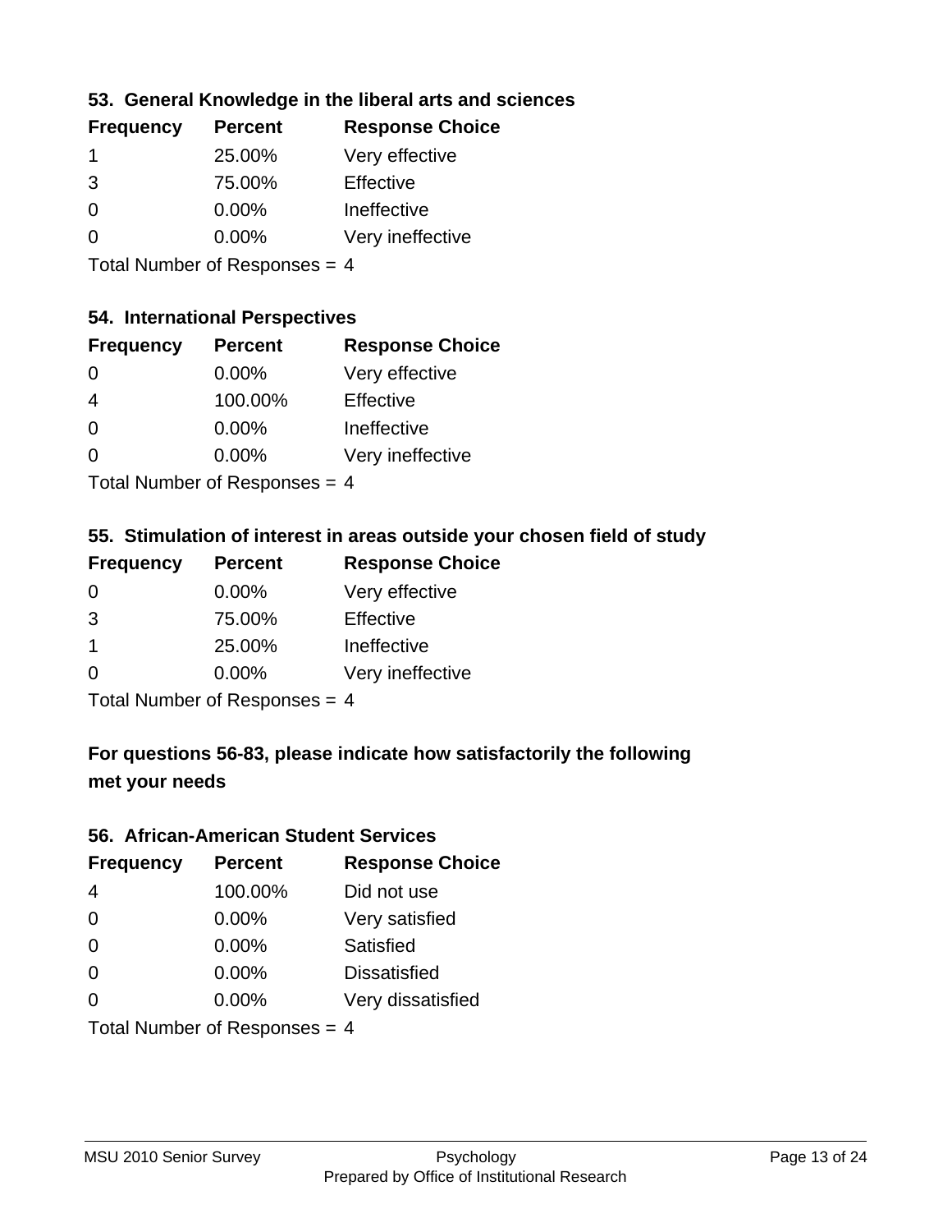### 53. General Knowledge in the liberal arts and sciences

| Frequency | Percent | Response Choice |
| --- | --- | --- |
| 1 | 25.00% | Very effective |
| 3 | 75.00% | Effective |
| 0 | 0.00% | Ineffective |
| 0 | 0.00% | Very ineffective |

Total Number of Responses = 4

### 54. International Perspectives

| Frequency | Percent | Response Choice |
| --- | --- | --- |
| 0 | 0.00% | Very effective |
| 4 | 100.00% | Effective |
| 0 | 0.00% | Ineffective |
| 0 | 0.00% | Very ineffective |

Total Number of Responses = 4

### 55. Stimulation of interest in areas outside your chosen field of study

| Frequency | Percent | Response Choice |
| --- | --- | --- |
| 0 | 0.00% | Very effective |
| 3 | 75.00% | Effective |
| 1 | 25.00% | Ineffective |
| 0 | 0.00% | Very ineffective |

Total Number of Responses = 4

**For questions 56-83, please indicate how satisfactorily the following met your needs**

### 56. African-American Student Services

| Frequency | Percent | Response Choice |
| --- | --- | --- |
| 4 | 100.00% | Did not use |
| 0 | 0.00% | Very satisfied |
| 0 | 0.00% | Satisfied |
| 0 | 0.00% | Dissatisfied |
| 0 | 0.00% | Very dissatisfied |

Total Number of Responses = 4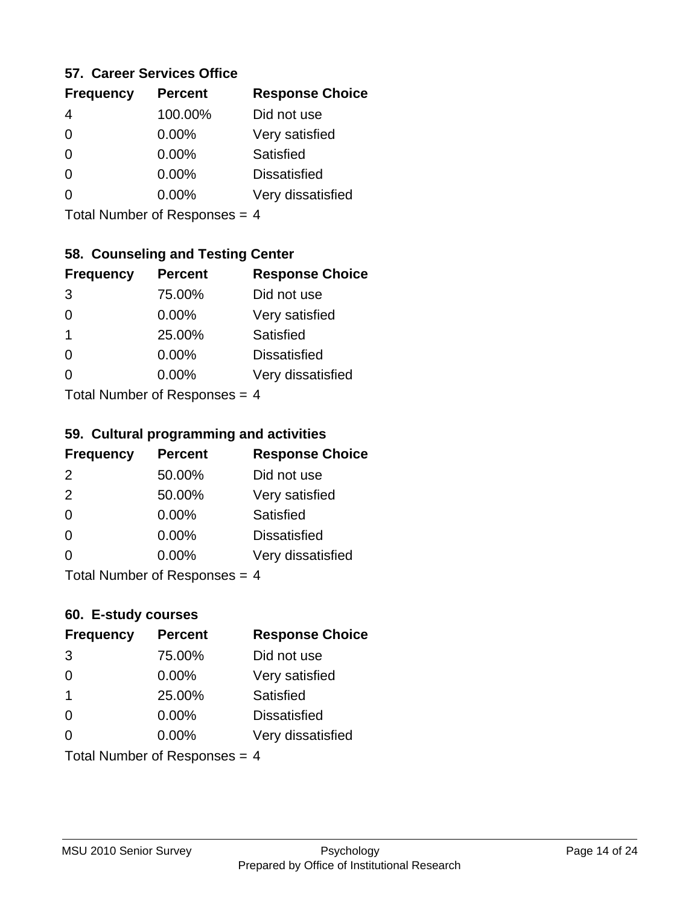### 57. Career Services Office

| Frequency | Percent | Response Choice |
|---|---|---|
| 4 | 100.00% | Did not use |
| 0 | 0.00% | Very satisfied |
| 0 | 0.00% | Satisfied |
| 0 | 0.00% | Dissatisfied |
| 0 | 0.00% | Very dissatisfied |

Total Number of Responses = 4

### 58. Counseling and Testing Center

| Frequency | Percent | Response Choice |
|---|---|---|
| 3 | 75.00% | Did not use |
| 0 | 0.00% | Very satisfied |
| 1 | 25.00% | Satisfied |
| 0 | 0.00% | Dissatisfied |
| 0 | 0.00% | Very dissatisfied |

Total Number of Responses = 4

### 59. Cultural programming and activities

| Frequency | Percent | Response Choice |
|---|---|---|
| 2 | 50.00% | Did not use |
| 2 | 50.00% | Very satisfied |
| 0 | 0.00% | Satisfied |
| 0 | 0.00% | Dissatisfied |
| 0 | 0.00% | Very dissatisfied |

Total Number of Responses = 4

### 60. E-study courses

| Frequency | Percent | Response Choice |
|---|---|---|
| 3 | 75.00% | Did not use |
| 0 | 0.00% | Very satisfied |
| 1 | 25.00% | Satisfied |
| 0 | 0.00% | Dissatisfied |
| 0 | 0.00% | Very dissatisfied |

Total Number of Responses = 4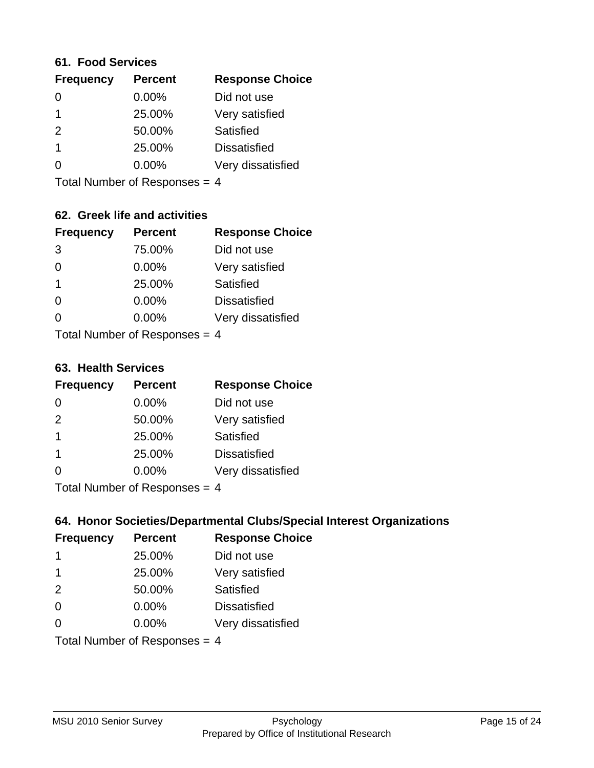### 61. Food Services

| Frequency | Percent | Response Choice |
|---|---|---|
| 0 | 0.00% | Did not use |
| 1 | 25.00% | Very satisfied |
| 2 | 50.00% | Satisfied |
| 1 | 25.00% | Dissatisfied |
| 0 | 0.00% | Very dissatisfied |

Total Number of Responses = 4

### 62. Greek life and activities

| Frequency | Percent | Response Choice |
|---|---|---|
| 3 | 75.00% | Did not use |
| 0 | 0.00% | Very satisfied |
| 1 | 25.00% | Satisfied |
| 0 | 0.00% | Dissatisfied |
| 0 | 0.00% | Very dissatisfied |

Total Number of Responses = 4

### 63. Health Services

| Frequency | Percent | Response Choice |
|---|---|---|
| 0 | 0.00% | Did not use |
| 2 | 50.00% | Very satisfied |
| 1 | 25.00% | Satisfied |
| 1 | 25.00% | Dissatisfied |
| 0 | 0.00% | Very dissatisfied |

Total Number of Responses = 4

### 64. Honor Societies/Departmental Clubs/Special Interest Organizations

| Frequency | Percent | Response Choice |
|---|---|---|
| 1 | 25.00% | Did not use |
| 1 | 25.00% | Very satisfied |
| 2 | 50.00% | Satisfied |
| 0 | 0.00% | Dissatisfied |
| 0 | 0.00% | Very dissatisfied |

Total Number of Responses = 4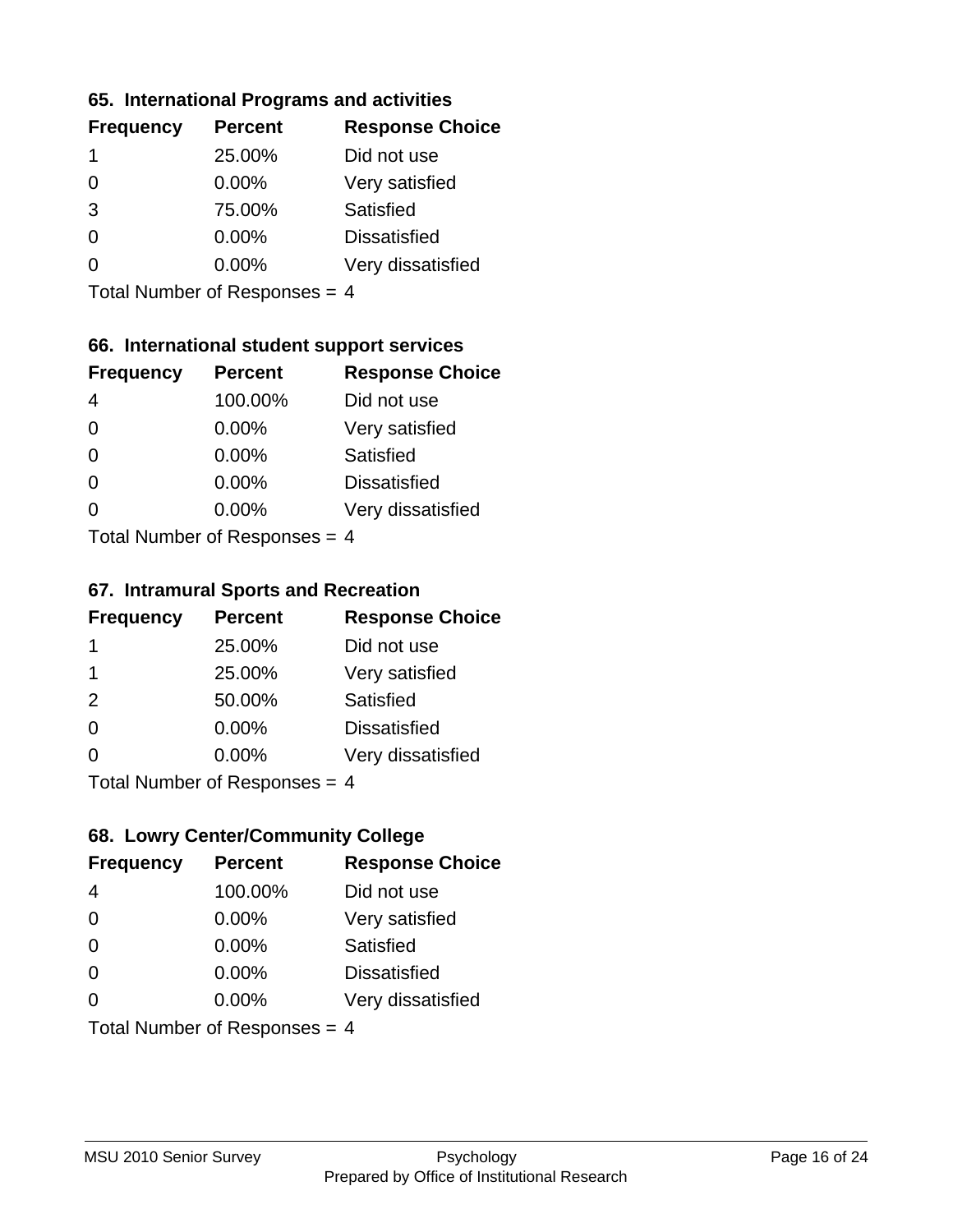### 65. International Programs and activities

| Frequency | Percent | Response Choice |
| --- | --- | --- |
| 1 | 25.00% | Did not use |
| 0 | 0.00% | Very satisfied |
| 3 | 75.00% | Satisfied |
| 0 | 0.00% | Dissatisfied |
| 0 | 0.00% | Very dissatisfied |

Total Number of Responses = 4

### 66. International student support services

| Frequency | Percent | Response Choice |
| --- | --- | --- |
| 4 | 100.00% | Did not use |
| 0 | 0.00% | Very satisfied |
| 0 | 0.00% | Satisfied |
| 0 | 0.00% | Dissatisfied |
| 0 | 0.00% | Very dissatisfied |

Total Number of Responses = 4

### 67. Intramural Sports and Recreation

| Frequency | Percent | Response Choice |
| --- | --- | --- |
| 1 | 25.00% | Did not use |
| 1 | 25.00% | Very satisfied |
| 2 | 50.00% | Satisfied |
| 0 | 0.00% | Dissatisfied |
| 0 | 0.00% | Very dissatisfied |

Total Number of Responses = 4

### 68. Lowry Center/Community College

| Frequency | Percent | Response Choice |
| --- | --- | --- |
| 4 | 100.00% | Did not use |
| 0 | 0.00% | Very satisfied |
| 0 | 0.00% | Satisfied |
| 0 | 0.00% | Dissatisfied |
| 0 | 0.00% | Very dissatisfied |

Total Number of Responses = 4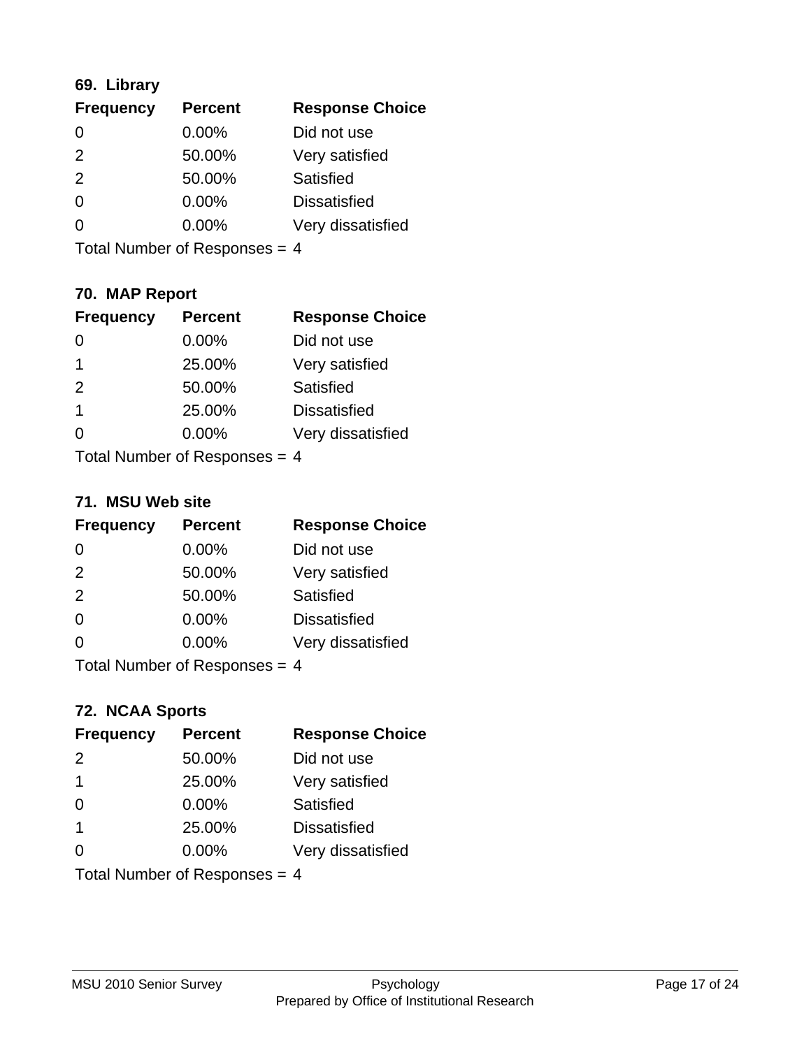### 69. Library

| Frequency | Percent | Response Choice |
| --- | --- | --- |
| 0 | 0.00% | Did not use |
| 2 | 50.00% | Very satisfied |
| 2 | 50.00% | Satisfied |
| 0 | 0.00% | Dissatisfied |
| 0 | 0.00% | Very dissatisfied |

Total Number of Responses = 4

### 70. MAP Report

| Frequency | Percent | Response Choice |
| --- | --- | --- |
| 0 | 0.00% | Did not use |
| 1 | 25.00% | Very satisfied |
| 2 | 50.00% | Satisfied |
| 1 | 25.00% | Dissatisfied |
| 0 | 0.00% | Very dissatisfied |

Total Number of Responses = 4

### 71. MSU Web site

| Frequency | Percent | Response Choice |
| --- | --- | --- |
| 0 | 0.00% | Did not use |
| 2 | 50.00% | Very satisfied |
| 2 | 50.00% | Satisfied |
| 0 | 0.00% | Dissatisfied |
| 0 | 0.00% | Very dissatisfied |

Total Number of Responses = 4

### 72. NCAA Sports

| Frequency | Percent | Response Choice |
| --- | --- | --- |
| 2 | 50.00% | Did not use |
| 1 | 25.00% | Very satisfied |
| 0 | 0.00% | Satisfied |
| 1 | 25.00% | Dissatisfied |
| 0 | 0.00% | Very dissatisfied |

Total Number of Responses = 4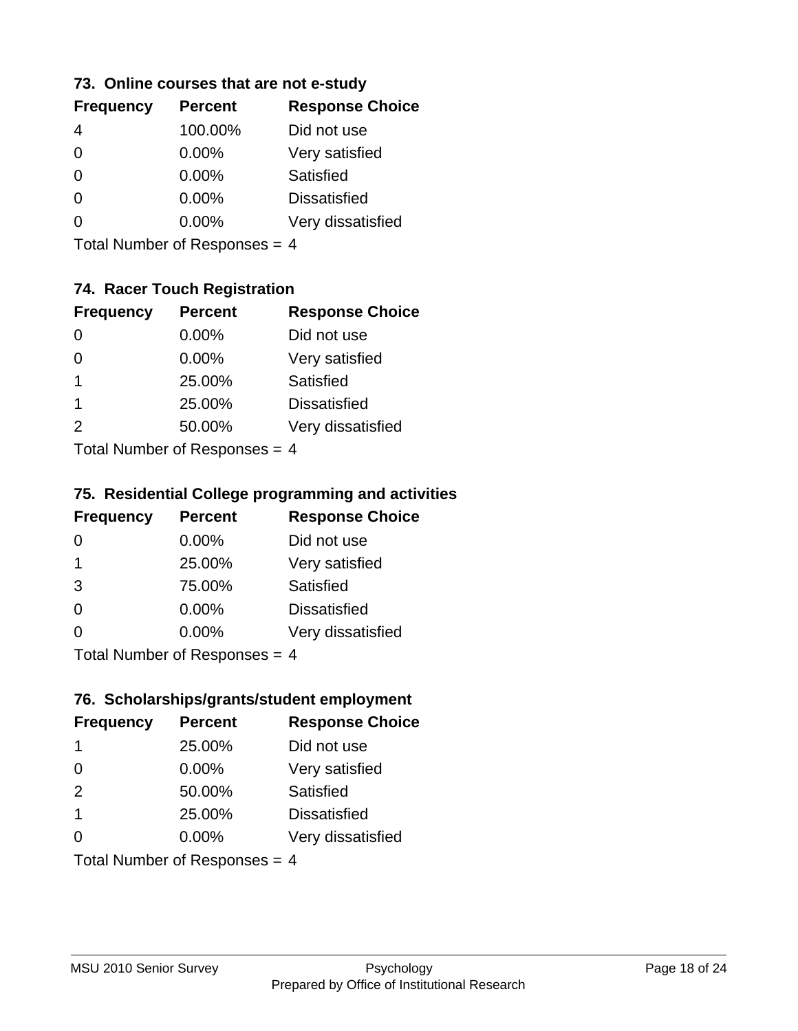### 73. Online courses that are not e-study

| Frequency | Percent | Response Choice |
|---|---|---|
| 4 | 100.00% | Did not use |
| 0 | 0.00% | Very satisfied |
| 0 | 0.00% | Satisfied |
| 0 | 0.00% | Dissatisfied |
| 0 | 0.00% | Very dissatisfied |

Total Number of Responses = 4

### 74. Racer Touch Registration

| Frequency | Percent | Response Choice |
|---|---|---|
| 0 | 0.00% | Did not use |
| 0 | 0.00% | Very satisfied |
| 1 | 25.00% | Satisfied |
| 1 | 25.00% | Dissatisfied |
| 2 | 50.00% | Very dissatisfied |

Total Number of Responses = 4

### 75. Residential College programming and activities

| Frequency | Percent | Response Choice |
|---|---|---|
| 0 | 0.00% | Did not use |
| 1 | 25.00% | Very satisfied |
| 3 | 75.00% | Satisfied |
| 0 | 0.00% | Dissatisfied |
| 0 | 0.00% | Very dissatisfied |

Total Number of Responses = 4

### 76. Scholarships/grants/student employment

| Frequency | Percent | Response Choice |
|---|---|---|
| 1 | 25.00% | Did not use |
| 0 | 0.00% | Very satisfied |
| 2 | 50.00% | Satisfied |
| 1 | 25.00% | Dissatisfied |
| 0 | 0.00% | Very dissatisfied |

Total Number of Responses = 4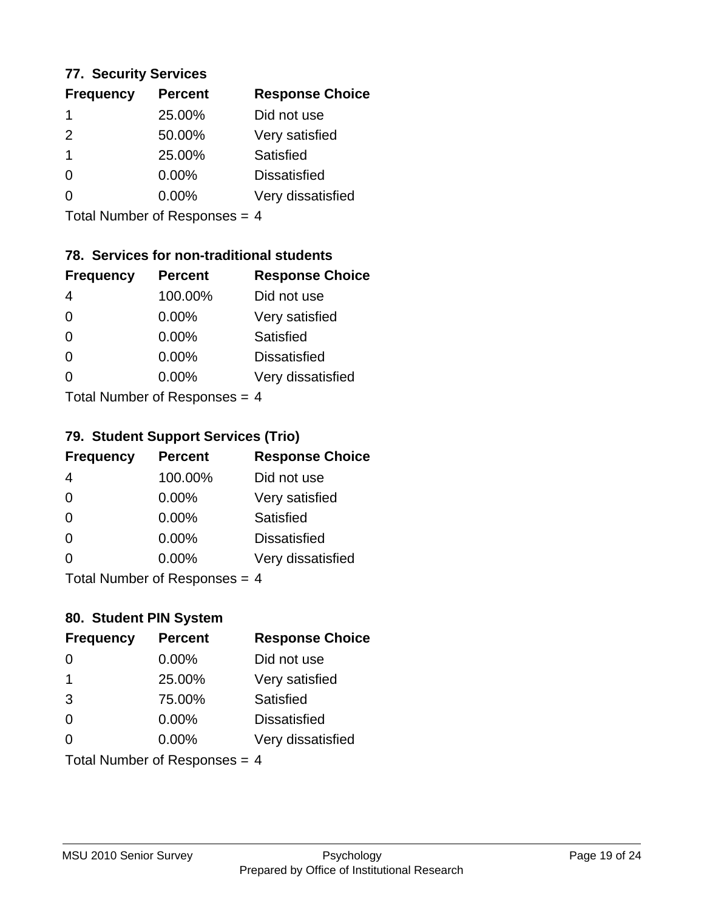### 77. Security Services

| Frequency | Percent | Response Choice |
|---|---|---|
| 1 | 25.00% | Did not use |
| 2 | 50.00% | Very satisfied |
| 1 | 25.00% | Satisfied |
| 0 | 0.00% | Dissatisfied |
| 0 | 0.00% | Very dissatisfied |

Total Number of Responses = 4

### 78. Services for non-traditional students

| Frequency | Percent | Response Choice |
|---|---|---|
| 4 | 100.00% | Did not use |
| 0 | 0.00% | Very satisfied |
| 0 | 0.00% | Satisfied |
| 0 | 0.00% | Dissatisfied |
| 0 | 0.00% | Very dissatisfied |

Total Number of Responses = 4

### 79. Student Support Services (Trio)

| Frequency | Percent | Response Choice |
|---|---|---|
| 4 | 100.00% | Did not use |
| 0 | 0.00% | Very satisfied |
| 0 | 0.00% | Satisfied |
| 0 | 0.00% | Dissatisfied |
| 0 | 0.00% | Very dissatisfied |

Total Number of Responses = 4

### 80. Student PIN System

| Frequency | Percent | Response Choice |
|---|---|---|
| 0 | 0.00% | Did not use |
| 1 | 25.00% | Very satisfied |
| 3 | 75.00% | Satisfied |
| 0 | 0.00% | Dissatisfied |
| 0 | 0.00% | Very dissatisfied |

Total Number of Responses = 4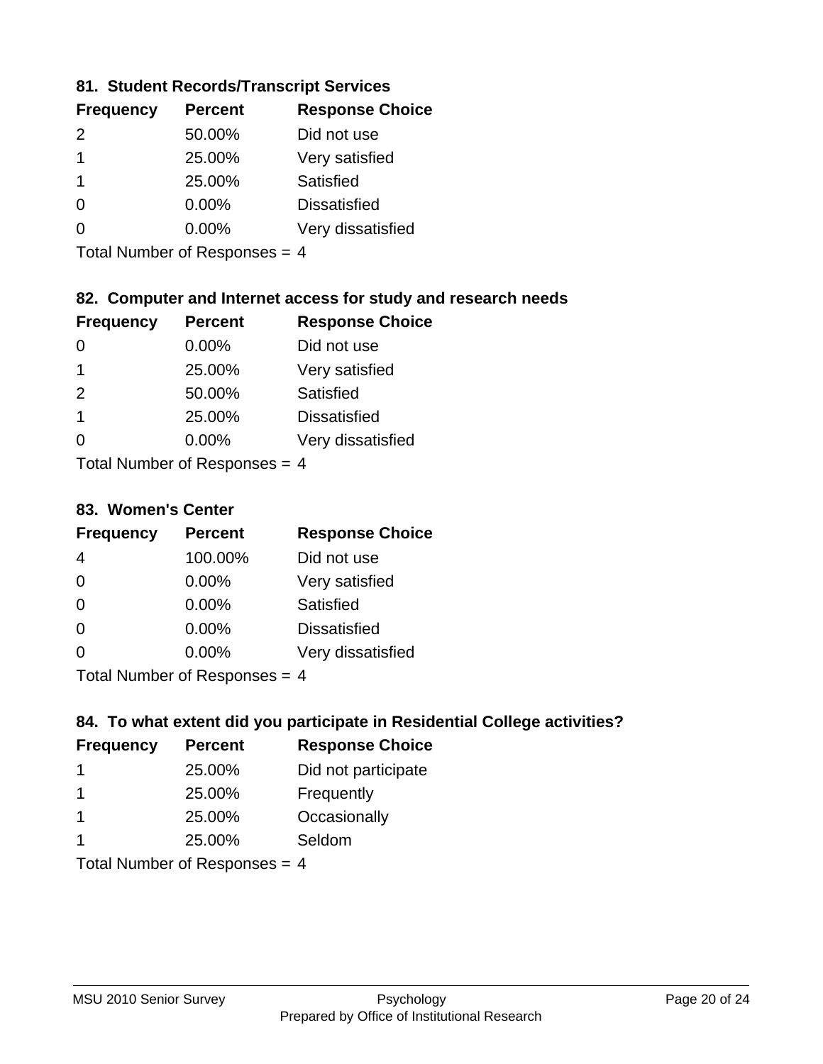### 81. Student Records/Transcript Services

| Frequency | Percent | Response Choice |
|---|---|---|
| 2 | 50.00% | Did not use |
| 1 | 25.00% | Very satisfied |
| 1 | 25.00% | Satisfied |
| 0 | 0.00% | Dissatisfied |
| 0 | 0.00% | Very dissatisfied |

Total Number of Responses = 4

### 82. Computer and Internet access for study and research needs

| Frequency | Percent | Response Choice |
|---|---|---|
| 0 | 0.00% | Did not use |
| 1 | 25.00% | Very satisfied |
| 2 | 50.00% | Satisfied |
| 1 | 25.00% | Dissatisfied |
| 0 | 0.00% | Very dissatisfied |

Total Number of Responses = 4

### 83. Women's Center

| Frequency | Percent | Response Choice |
|---|---|---|
| 4 | 100.00% | Did not use |
| 0 | 0.00% | Very satisfied |
| 0 | 0.00% | Satisfied |
| 0 | 0.00% | Dissatisfied |
| 0 | 0.00% | Very dissatisfied |

Total Number of Responses = 4

### 84. To what extent did you participate in Residential College activities?

| Frequency | Percent | Response Choice |
|---|---|---|
| 1 | 25.00% | Did not participate |
| 1 | 25.00% | Frequently |
| 1 | 25.00% | Occasionally |
| 1 | 25.00% | Seldom |

Total Number of Responses = 4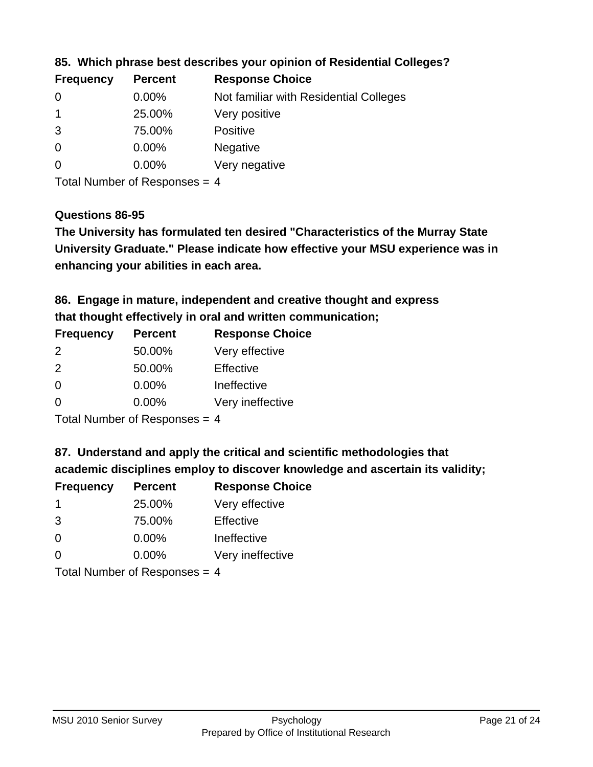### 85. Which phrase best describes your opinion of Residential Colleges?

| Frequency | Percent | Response Choice |
|---|---|---|
| 0 | 0.00% | Not familiar with Residential Colleges |
| 1 | 25.00% | Very positive |
| 3 | 75.00% | Positive |
| 0 | 0.00% | Negative |
| 0 | 0.00% | Very negative |

Total Number of Responses = 4

### Questions 86-95

**The University has formulated ten desired "Characteristics of the Murray State University Graduate." Please indicate how effective your MSU experience was in enhancing your abilities in each area.**

### 86. Engage in mature, independent and creative thought and express that thought effectively in oral and written communication;

| Frequency | Percent | Response Choice |
|---|---|---|
| 2 | 50.00% | Very effective |
| 2 | 50.00% | Effective |
| 0 | 0.00% | Ineffective |
| 0 | 0.00% | Very ineffective |

Total Number of Responses = 4

### 87. Understand and apply the critical and scientific methodologies that academic disciplines employ to discover knowledge and ascertain its validity;

| Frequency | Percent | Response Choice |
|---|---|---|
| 1 | 25.00% | Very effective |
| 3 | 75.00% | Effective |
| 0 | 0.00% | Ineffective |
| 0 | 0.00% | Very ineffective |

Total Number of Responses = 4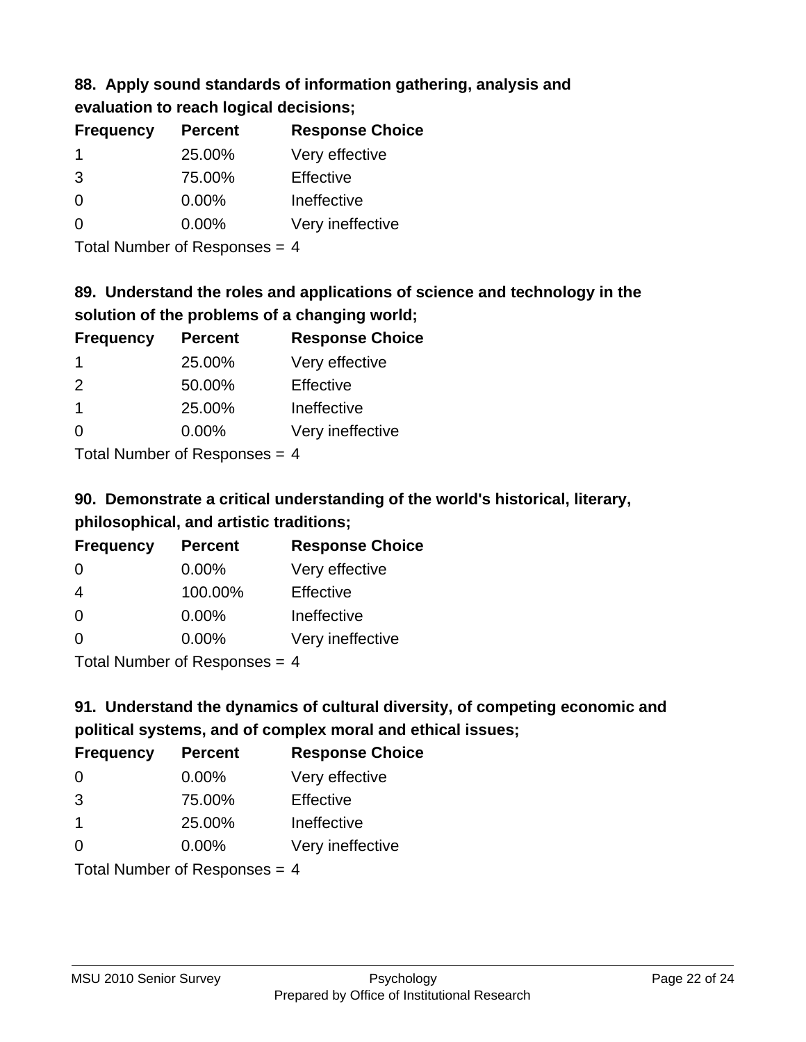### 88. Apply sound standards of information gathering, analysis and evaluation to reach logical decisions;

| Frequency | Percent | Response Choice |
|---|---|---|
| 1 | 25.00% | Very effective |
| 3 | 75.00% | Effective |
| 0 | 0.00% | Ineffective |
| 0 | 0.00% | Very ineffective |

Total Number of Responses = 4

### 89. Understand the roles and applications of science and technology in the solution of the problems of a changing world;

| Frequency | Percent | Response Choice |
|---|---|---|
| 1 | 25.00% | Very effective |
| 2 | 50.00% | Effective |
| 1 | 25.00% | Ineffective |
| 0 | 0.00% | Very ineffective |

Total Number of Responses = 4

### 90. Demonstrate a critical understanding of the world's historical, literary, philosophical, and artistic traditions;

| Frequency | Percent | Response Choice |
|---|---|---|
| 0 | 0.00% | Very effective |
| 4 | 100.00% | Effective |
| 0 | 0.00% | Ineffective |
| 0 | 0.00% | Very ineffective |

Total Number of Responses = 4

### 91. Understand the dynamics of cultural diversity, of competing economic and political systems, and of complex moral and ethical issues;

| Frequency | Percent | Response Choice |
|---|---|---|
| 0 | 0.00% | Very effective |
| 3 | 75.00% | Effective |
| 1 | 25.00% | Ineffective |
| 0 | 0.00% | Very ineffective |

Total Number of Responses = 4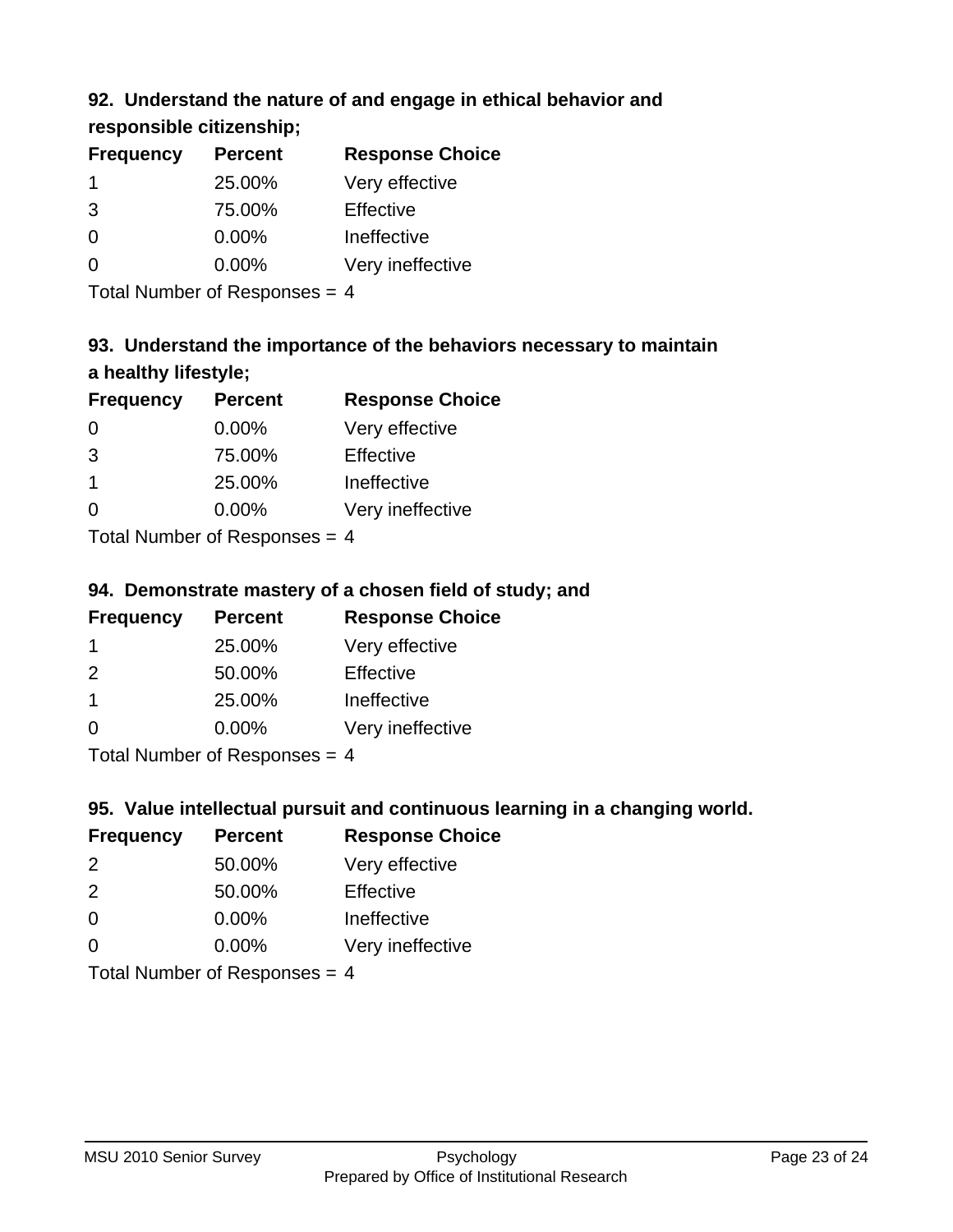### 92. Understand the nature of and engage in ethical behavior and responsible citizenship;

| Frequency | Percent | Response Choice |
|---|---|---|
| 1 | 25.00% | Very effective |
| 3 | 75.00% | Effective |
| 0 | 0.00% | Ineffective |
| 0 | 0.00% | Very ineffective |

Total Number of Responses = 4

### 93. Understand the importance of the behaviors necessary to maintain a healthy lifestyle;

| Frequency | Percent | Response Choice |
|---|---|---|
| 0 | 0.00% | Very effective |
| 3 | 75.00% | Effective |
| 1 | 25.00% | Ineffective |
| 0 | 0.00% | Very ineffective |

Total Number of Responses = 4

### 94. Demonstrate mastery of a chosen field of study; and

| Frequency | Percent | Response Choice |
|---|---|---|
| 1 | 25.00% | Very effective |
| 2 | 50.00% | Effective |
| 1 | 25.00% | Ineffective |
| 0 | 0.00% | Very ineffective |

Total Number of Responses = 4

### 95. Value intellectual pursuit and continuous learning in a changing world.

| Frequency | Percent | Response Choice |
|---|---|---|
| 2 | 50.00% | Very effective |
| 2 | 50.00% | Effective |
| 0 | 0.00% | Ineffective |
| 0 | 0.00% | Very ineffective |

Total Number of Responses = 4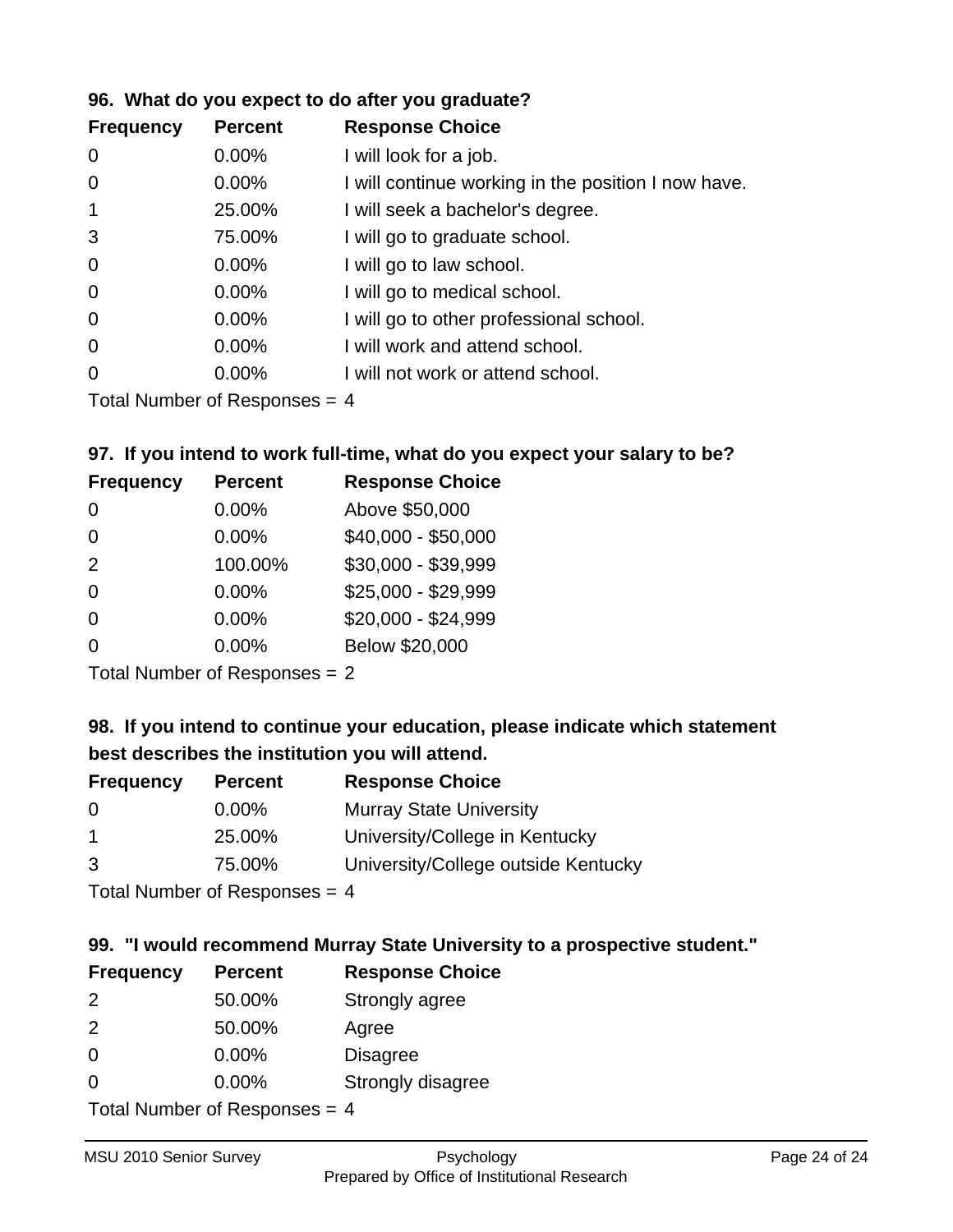### 96. What do you expect to do after you graduate?

| Frequency | Percent | Response Choice |
|---|---|---|
| 0 | 0.00% | I will look for a job. |
| 0 | 0.00% | I will continue working in the position I now have. |
| 1 | 25.00% | I will seek a bachelor's degree. |
| 3 | 75.00% | I will go to graduate school. |
| 0 | 0.00% | I will go to law school. |
| 0 | 0.00% | I will go to medical school. |
| 0 | 0.00% | I will go to other professional school. |
| 0 | 0.00% | I will work and attend school. |
| 0 | 0.00% | I will not work or attend school. |

Total Number of Responses = 4

### 97. If you intend to work full-time, what do you expect your salary to be?

| Frequency | Percent | Response Choice |
|---|---|---|
| 0 | 0.00% | Above $50,000 |
| 0 | 0.00% | $40,000 - $50,000 |
| 2 | 100.00% | $30,000 - $39,999 |
| 0 | 0.00% | $25,000 - $29,999 |
| 0 | 0.00% | $20,000 - $24,999 |
| 0 | 0.00% | Below $20,000 |

Total Number of Responses = 2

### 98. If you intend to continue your education, please indicate which statement best describes the institution you will attend.

| Frequency | Percent | Response Choice |
|---|---|---|
| 0 | 0.00% | Murray State University |
| 1 | 25.00% | University/College in Kentucky |
| 3 | 75.00% | University/College outside Kentucky |

Total Number of Responses = 4

### 99. "I would recommend Murray State University to a prospective student."

| Frequency | Percent | Response Choice |
|---|---|---|
| 2 | 50.00% | Strongly agree |
| 2 | 50.00% | Agree |
| 0 | 0.00% | Disagree |
| 0 | 0.00% | Strongly disagree |

Total Number of Responses = 4